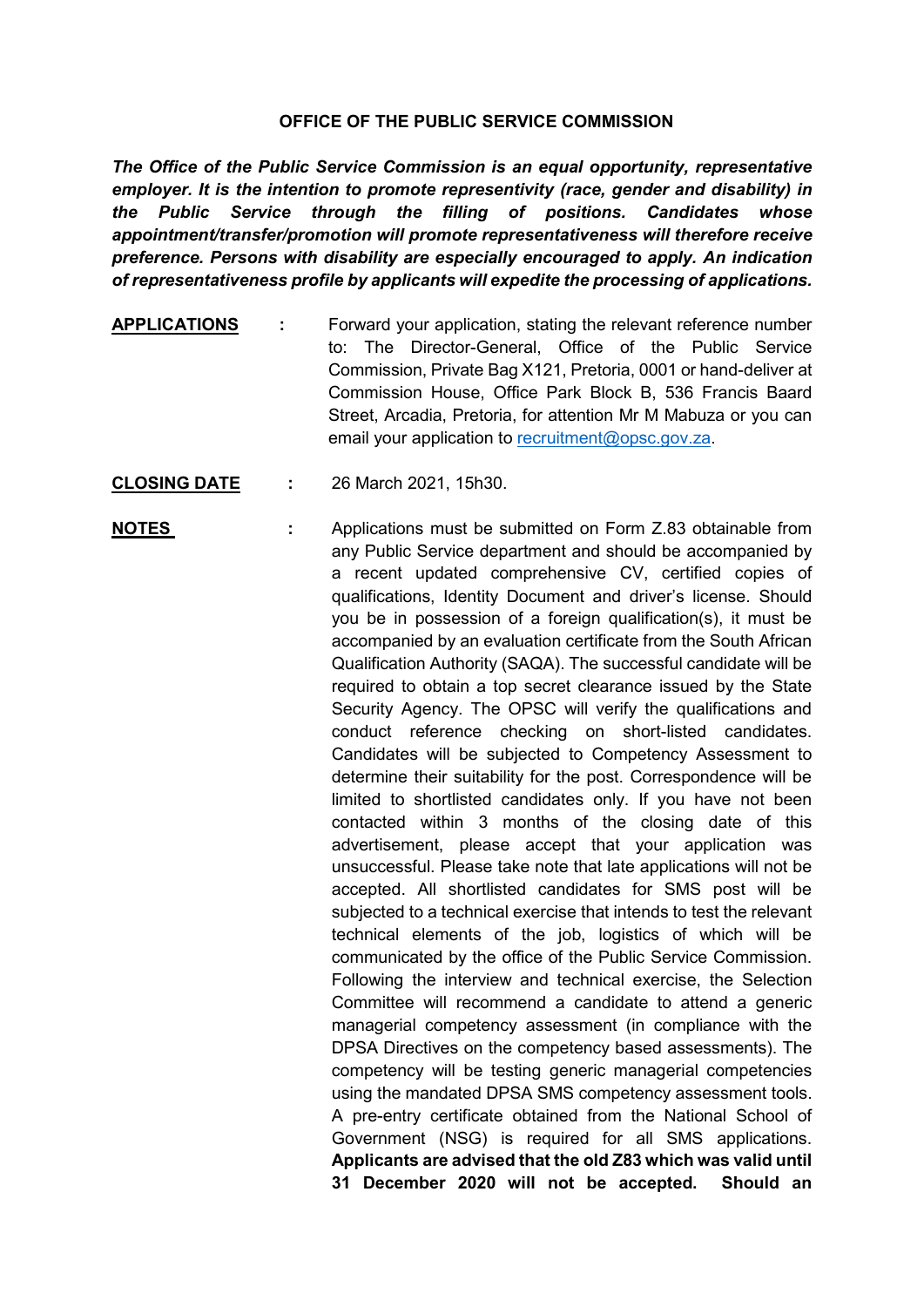**OFFICE OF THE PUBLIC SERVICE COMMISSION**

***The Office of the Public Service Commission is an equal opportunity, representative employer. It is the intention to promote representivity (race, gender and disability) in the Public Service through the filling of positions. Candidates whose appointment/transfer/promotion will promote representativeness will therefore receive preference. Persons with disability are especially encouraged to apply. An indication of representativeness profile by applicants will expedite the processing of applications.***

**APPLICATIONS** : Forward your application, stating the relevant reference number to: The Director-General, Office of the Public Service Commission, Private Bag X121, Pretoria, 0001 or hand-deliver at Commission House, Office Park Block B, 536 Francis Baard Street, Arcadia, Pretoria, for attention Mr M Mabuza or you can email your application to recruitment@opsc.gov.za.

**CLOSING DATE** : 26 March 2021, 15h30.

**NOTES** : Applications must be submitted on Form Z.83 obtainable from any Public Service department and should be accompanied by a recent updated comprehensive CV, certified copies of qualifications, Identity Document and driver's license. Should you be in possession of a foreign qualification(s), it must be accompanied by an evaluation certificate from the South African Qualification Authority (SAQA). The successful candidate will be required to obtain a top secret clearance issued by the State Security Agency. The OPSC will verify the qualifications and conduct reference checking on short-listed candidates. Candidates will be subjected to Competency Assessment to determine their suitability for the post. Correspondence will be limited to shortlisted candidates only. If you have not been contacted within 3 months of the closing date of this advertisement, please accept that your application was unsuccessful. Please take note that late applications will not be accepted. All shortlisted candidates for SMS post will be subjected to a technical exercise that intends to test the relevant technical elements of the job, logistics of which will be communicated by the office of the Public Service Commission. Following the interview and technical exercise, the Selection Committee will recommend a candidate to attend a generic managerial competency assessment (in compliance with the DPSA Directives on the competency based assessments). The competency will be testing generic managerial competencies using the mandated DPSA SMS competency assessment tools. A pre-entry certificate obtained from the National School of Government (NSG) is required for all SMS applications. **Applicants are advised that the old Z83 which was valid until 31 December 2020 will not be accepted. Should an**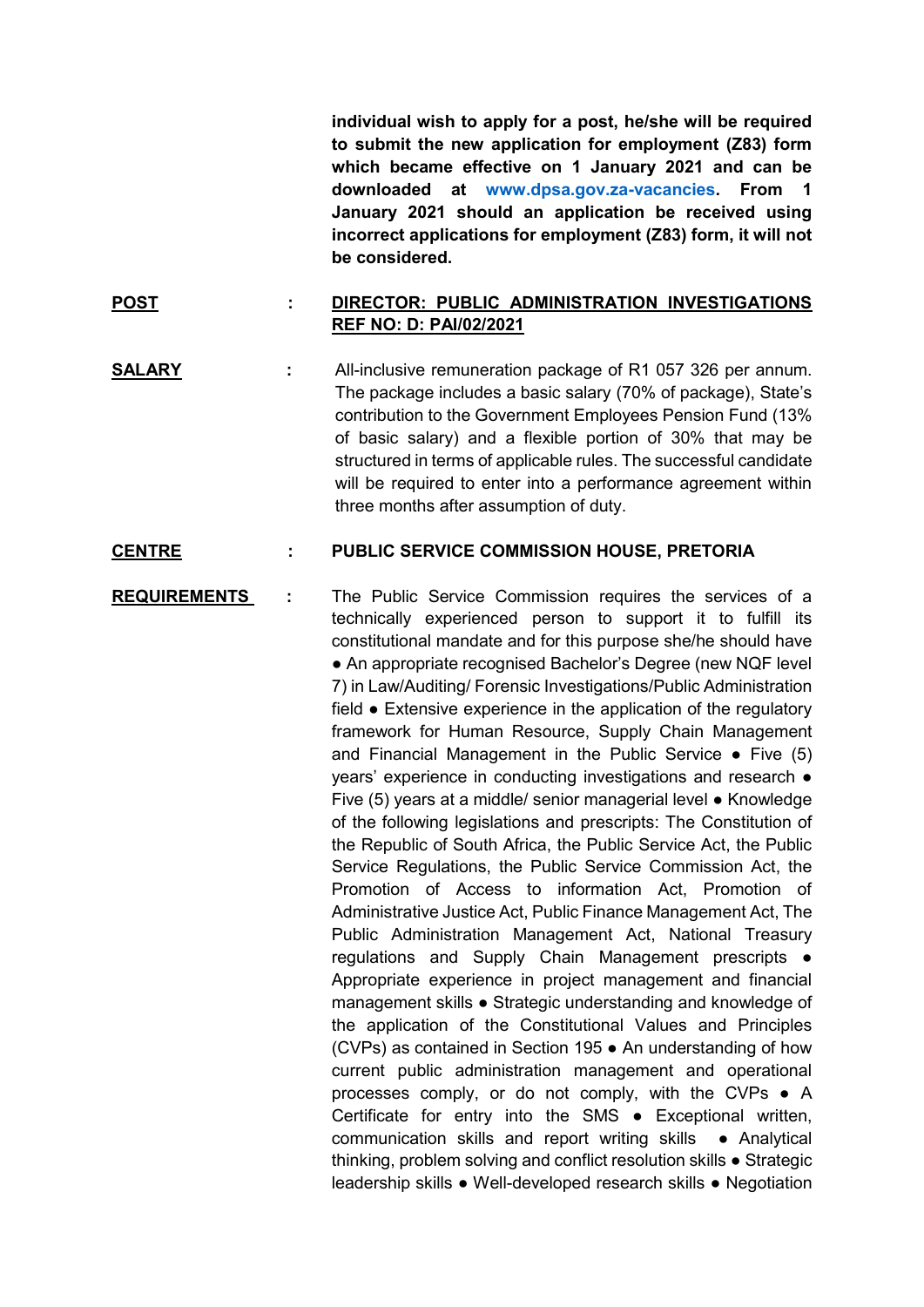**individual wish to apply for a post, he/she will be required to submit the new application for employment (Z83) form which became effective on 1 January 2021 and can be downloaded at www.dpsa.gov.za-vacancies. From 1 January 2021 should an application be received using incorrect applications for employment (Z83) form, it will not be considered.**

**POST** : **DIRECTOR: PUBLIC ADMINISTRATION INVESTIGATIONS REF NO: D: PAI/02/2021**

**SALARY** : All-inclusive remuneration package of R1 057 326 per annum. The package includes a basic salary (70% of package), State's contribution to the Government Employees Pension Fund (13% of basic salary) and a flexible portion of 30% that may be structured in terms of applicable rules. The successful candidate will be required to enter into a performance agreement within three months after assumption of duty.

**CENTRE** : **PUBLIC SERVICE COMMISSION HOUSE, PRETORIA**

**REQUIREMENTS** : The Public Service Commission requires the services of a technically experienced person to support it to fulfill its constitutional mandate and for this purpose she/he should have ● An appropriate recognised Bachelor's Degree (new NQF level 7) in Law/Auditing/ Forensic Investigations/Public Administration field ● Extensive experience in the application of the regulatory framework for Human Resource, Supply Chain Management and Financial Management in the Public Service ● Five (5) years' experience in conducting investigations and research ● Five (5) years at a middle/ senior managerial level ● Knowledge of the following legislations and prescripts: The Constitution of the Republic of South Africa, the Public Service Act, the Public Service Regulations, the Public Service Commission Act, the Promotion of Access to information Act, Promotion of Administrative Justice Act, Public Finance Management Act, The Public Administration Management Act, National Treasury regulations and Supply Chain Management prescripts ● Appropriate experience in project management and financial management skills ● Strategic understanding and knowledge of the application of the Constitutional Values and Principles (CVPs) as contained in Section 195 ● An understanding of how current public administration management and operational processes comply, or do not comply, with the CVPs ● A Certificate for entry into the SMS ● Exceptional written, communication skills and report writing skills ● Analytical thinking, problem solving and conflict resolution skills ● Strategic leadership skills ● Well-developed research skills ● Negotiation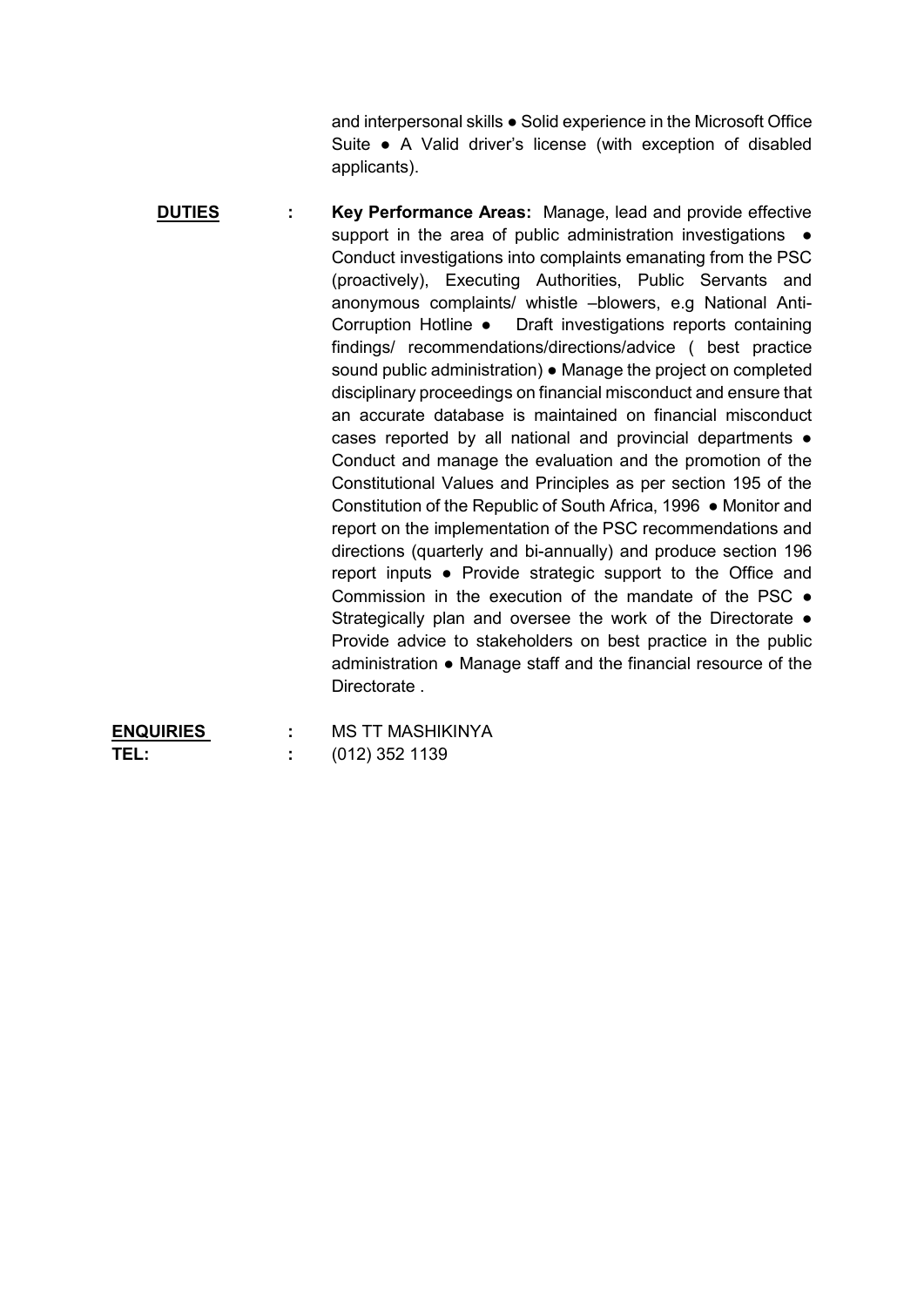and interpersonal skills ● Solid experience in the Microsoft Office Suite ● A Valid driver's license (with exception of disabled applicants).

**DUTIES** : **Key Performance Areas:** Manage, lead and provide effective support in the area of public administration investigations ● Conduct investigations into complaints emanating from the PSC (proactively), Executing Authorities, Public Servants and anonymous complaints/ whistle –blowers, e.g National Anti-Corruption Hotline ● Draft investigations reports containing findings/ recommendations/directions/advice ( best practice sound public administration) ● Manage the project on completed disciplinary proceedings on financial misconduct and ensure that an accurate database is maintained on financial misconduct cases reported by all national and provincial departments ● Conduct and manage the evaluation and the promotion of the Constitutional Values and Principles as per section 195 of the Constitution of the Republic of South Africa, 1996 ● Monitor and report on the implementation of the PSC recommendations and directions (quarterly and bi-annually) and produce section 196 report inputs ● Provide strategic support to the Office and Commission in the execution of the mandate of the PSC ● Strategically plan and oversee the work of the Directorate ● Provide advice to stakeholders on best practice in the public administration ● Manage staff and the financial resource of the Directorate .

**ENQUIRIES** : MS TT MASHIKINYA

**TEL:** : (012) 352 1139